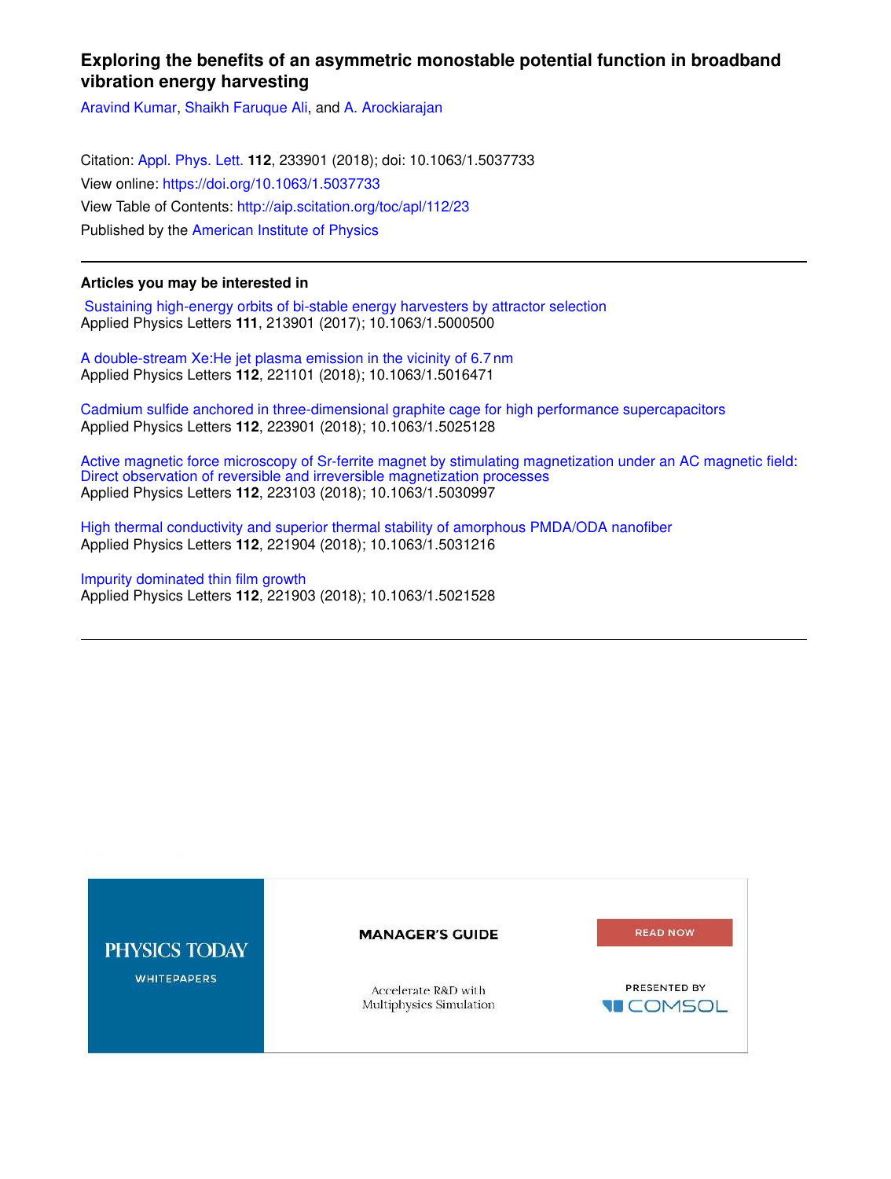# Exploring the benefits of an asymmetric monostable potential function in broadband vibration energy harvesting

Aravind Kumar, Shaikh Faruque Ali, and A. Arockiarajan

Citation: Appl. Phys. Lett. **112**, 233901 (2018); doi: 10.1063/1.5037733

View online: https://doi.org/10.1063/1.5037733

View Table of Contents: http://aip.scitation.org/toc/apl/112/23

Published by the American Institute of Physics

---

### Articles you may be interested in

Sustaining high-energy orbits of bi-stable energy harvesters by attractor selection
Applied Physics Letters **111**, 213901 (2017); 10.1063/1.5000500

A double-stream Xe:He jet plasma emission in the vicinity of 6.7 nm
Applied Physics Letters **112**, 221101 (2018); 10.1063/1.5016471

Cadmium sulfide anchored in three-dimensional graphite cage for high performance supercapacitors
Applied Physics Letters **112**, 223901 (2018); 10.1063/1.5025128

Active magnetic force microscopy of Sr-ferrite magnet by stimulating magnetization under an AC magnetic field: Direct observation of reversible and irreversible magnetization processes
Applied Physics Letters **112**, 223103 (2018); 10.1063/1.5030997

High thermal conductivity and superior thermal stability of amorphous PMDA/ODA nanofiber
Applied Physics Letters **112**, 221904 (2018); 10.1063/1.5031216

Impurity dominated thin film growth
Applied Physics Letters **112**, 221903 (2018); 10.1063/1.5021528

---

PHYSICS TODAY WHITEPAPERS

MANAGER'S GUIDE

Accelerate R&D with Multiphysics Simulation

READ NOW

PRESENTED BY COMSOL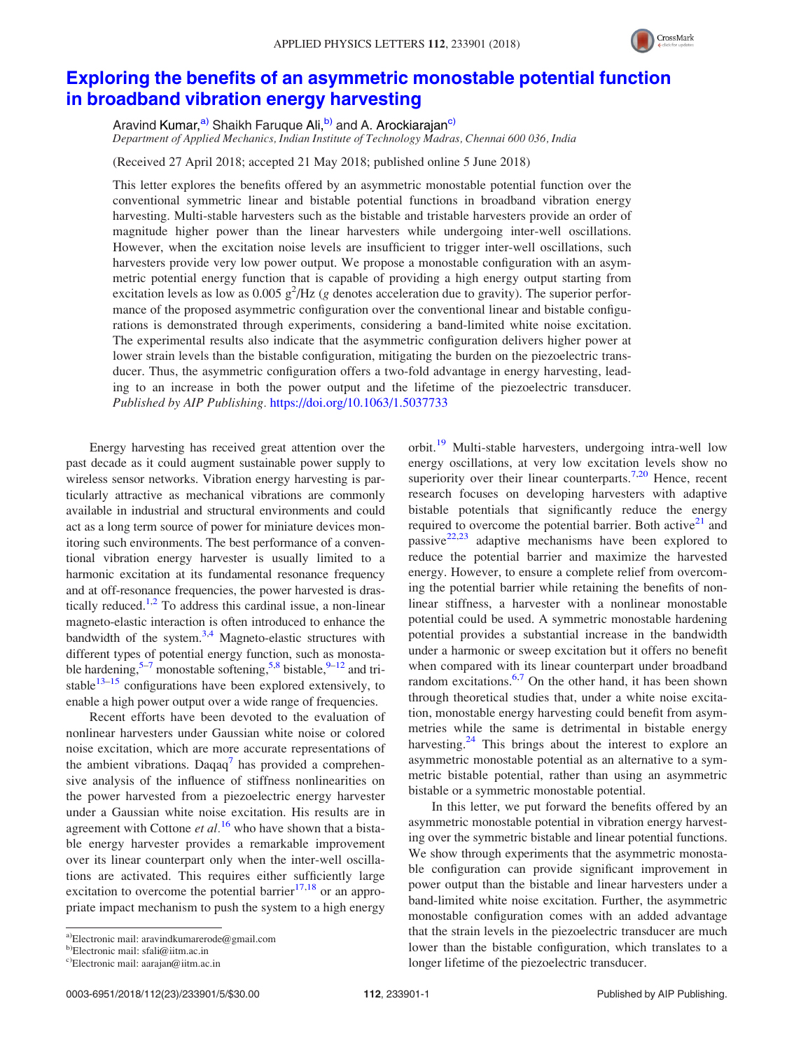# Exploring the benefits of an asymmetric monostable potential function in broadband vibration energy harvesting

Aravind Kumar,[a)] Shaikh Faruque Ali,[b)] and A. Arockiarajan[c)]

*Department of Applied Mechanics, Indian Institute of Technology Madras, Chennai 600 036, India*

(Received 27 April 2018; accepted 21 May 2018; published online 5 June 2018)

This letter explores the benefits offered by an asymmetric monostable potential function over the conventional symmetric linear and bistable potential functions in broadband vibration energy harvesting. Multi-stable harvesters such as the bistable and tristable harvesters provide an order of magnitude higher power than the linear harvesters while undergoing inter-well oscillations. However, when the excitation noise levels are insufficient to trigger inter-well oscillations, such harvesters provide very low power output. We propose a monostable configuration with an asymmetric potential energy function that is capable of providing a high energy output starting from excitation levels as low as 0.005 $g^2$/Hz ($g$ denotes acceleration due to gravity). The superior performance of the proposed asymmetric configuration over the conventional linear and bistable configurations is demonstrated through experiments, considering a band-limited white noise excitation. The experimental results also indicate that the asymmetric configuration delivers higher power at lower strain levels than the bistable configuration, mitigating the burden on the piezoelectric transducer. Thus, the asymmetric configuration offers a two-fold advantage in energy harvesting, leading to an increase in both the power output and the lifetime of the piezoelectric transducer. *Published by AIP Publishing.* https://doi.org/10.1063/1.5037733

Energy harvesting has received great attention over the past decade as it could augment sustainable power supply to wireless sensor networks. Vibration energy harvesting is particularly attractive as mechanical vibrations are commonly available in industrial and structural environments and could act as a long term source of power for miniature devices monitoring such environments. The best performance of a conventional vibration energy harvester is usually limited to a harmonic excitation at its fundamental resonance frequency and at off-resonance frequencies, the power harvested is drastically reduced.[1,2] To address this cardinal issue, a non-linear magneto-elastic interaction is often introduced to enhance the bandwidth of the system.[3,4] Magneto-elastic structures with different types of potential energy function, such as monostable hardening,[5–7] monostable softening,[5,8] bistable,[9–12] and tristable[13–15] configurations have been explored extensively, to enable a high power output over a wide range of frequencies.

Recent efforts have been devoted to the evaluation of nonlinear harvesters under Gaussian white noise or colored noise excitation, which are more accurate representations of the ambient vibrations. Daqaq[7] has provided a comprehensive analysis of the influence of stiffness nonlinearities on the power harvested from a piezoelectric energy harvester under a Gaussian white noise excitation. His results are in agreement with Cottone *et al.*[16] who have shown that a bistable energy harvester provides a remarkable improvement over its linear counterpart only when the inter-well oscillations are activated. This requires either sufficiently large excitation to overcome the potential barrier[17,18] or an appropriate impact mechanism to push the system to a high energy orbit.[19] Multi-stable harvesters, undergoing intra-well low energy oscillations, at very low excitation levels show no superiority over their linear counterparts.[7,20] Hence, recent research focuses on developing harvesters with adaptive bistable potentials that significantly reduce the energy required to overcome the potential barrier. Both active[21] and passive[22,23] adaptive mechanisms have been explored to reduce the potential barrier and maximize the harvested energy. However, to ensure a complete relief from overcoming the potential barrier while retaining the benefits of nonlinear stiffness, a harvester with a nonlinear monostable potential could be used. A symmetric monostable hardening potential provides a substantial increase in the bandwidth under a harmonic or sweep excitation but it offers no benefit when compared with its linear counterpart under broadband random excitations.[6,7] On the other hand, it has been shown through theoretical studies that, under a white noise excitation, monostable energy harvesting could benefit from asymmetries while the same is detrimental in bistable energy harvesting.[24] This brings about the interest to explore an asymmetric monostable potential as an alternative to a symmetric bistable potential, rather than using an asymmetric bistable or a symmetric monostable potential.

In this letter, we put forward the benefits offered by an asymmetric monostable potential in vibration energy harvesting over the symmetric bistable and linear potential functions. We show through experiments that the asymmetric monostable configuration can provide significant improvement in power output than the bistable and linear harvesters under a band-limited white noise excitation. Further, the asymmetric monostable configuration comes with an added advantage that the strain levels in the piezoelectric transducer are much lower than the bistable configuration, which translates to a longer lifetime of the piezoelectric transducer.

[a)]Electronic mail: aravindkumarerode@gmail.com
[b)]Electronic mail: sfali@iitm.ac.in
[c)]Electronic mail: aarajan@iitm.ac.in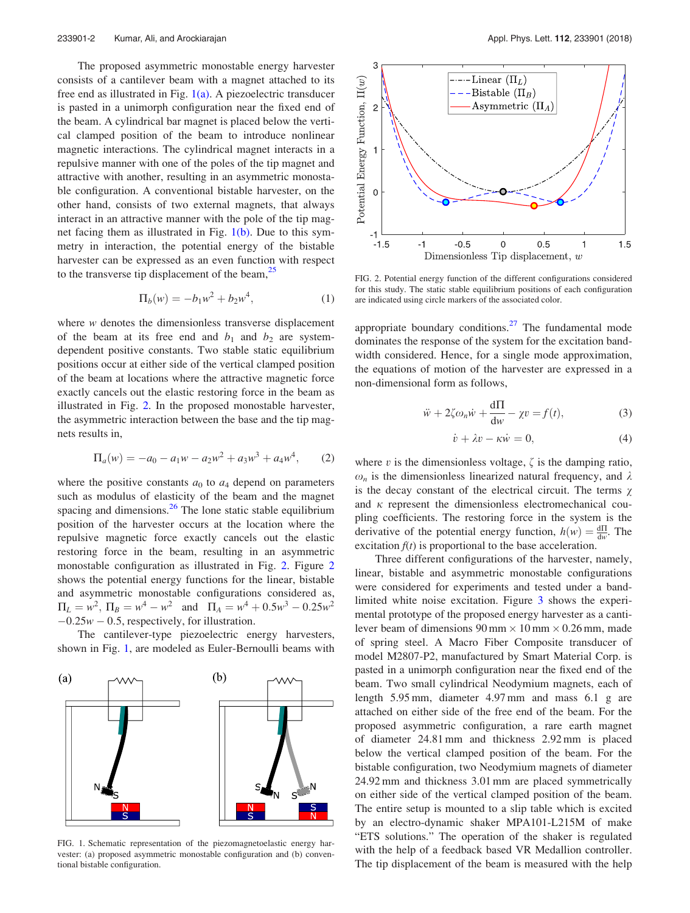The proposed asymmetric monostable energy harvester consists of a cantilever beam with a magnet attached to its free end as illustrated in Fig. 1(a). A piezoelectric transducer is pasted in a unimorph configuration near the fixed end of the beam. A cylindrical bar magnet is placed below the vertical clamped position of the beam to introduce nonlinear magnetic interactions. The cylindrical magnet interacts in a repulsive manner with one of the poles of the tip magnet and attractive with another, resulting in an asymmetric monostable configuration. A conventional bistable harvester, on the other hand, consists of two external magnets, that always interact in an attractive manner with the pole of the tip magnet facing them as illustrated in Fig. 1(b). Due to this symmetry in interaction, the potential energy of the bistable harvester can be expressed as an even function with respect to the transverse tip displacement of the beam,[25]

$$\Pi_b(w) = -b_1 w^2 + b_2 w^4, \tag{1}$$

where $w$ denotes the dimensionless transverse displacement of the beam at its free end and $b_1$ and $b_2$ are system-dependent positive constants. Two stable static equilibrium positions occur at either side of the vertical clamped position of the beam at locations where the attractive magnetic force exactly cancels out the elastic restoring force in the beam as illustrated in Fig. 2. In the proposed monostable harvester, the asymmetric interaction between the base and the tip magnets results in,

$$\Pi_a(w) = -a_0 - a_1 w - a_2 w^2 + a_3 w^3 + a_4 w^4, \tag{2}$$

where the positive constants $a_0$ to $a_4$ depend on parameters such as modulus of elasticity of the beam and the magnet spacing and dimensions.[26] The lone static stable equilibrium position of the harvester occurs at the location where the repulsive magnetic force exactly cancels out the elastic restoring force in the beam, resulting in an asymmetric monostable configuration as illustrated in Fig. 2. Figure 2 shows the potential energy functions for the linear, bistable and asymmetric monostable configurations considered as, $\Pi_L = w^2$, $\Pi_B = w^4 - w^2$ and $\Pi_A = w^4 + 0.5w^3 - 0.25w^2 - 0.25w - 0.5$, respectively, for illustration.

The cantilever-type piezoelectric energy harvesters, shown in Fig. 1, are modeled as Euler-Bernoulli beams with appropriate boundary conditions.[27] The fundamental mode dominates the response of the system for the excitation bandwidth considered. Hence, for a single mode approximation, the equations of motion of the harvester are expressed in a non-dimensional form as follows,

$$\ddot{w} + 2\zeta\omega_n \dot{w} + \frac{\mathrm{d}\Pi}{\mathrm{d}w} - \chi v = f(t), \tag{3}$$

$$\dot{v} + \lambda v - \kappa \dot{w} = 0, \tag{4}$$

where $v$ is the dimensionless voltage, $\zeta$ is the damping ratio, $\omega_n$ is the dimensionless linearized natural frequency, and $\lambda$ is the decay constant of the electrical circuit. The terms $\chi$ and $\kappa$ represent the dimensionless electromechanical coupling coefficients. The restoring force in the system is the derivative of the potential energy function, $h(w) = \frac{\mathrm{d}\Pi}{\mathrm{d}w}$. The excitation $f(t)$ is proportional to the base acceleration.

FIG. 1. Schematic representation of the piezomagnetoelastic energy harvester: (a) proposed asymmetric monostable configuration and (b) conventional bistable configuration.

FIG. 2. Potential energy function of the different configurations considered for this study. The static stable equilibrium positions of each configuration are indicated using circle markers of the associated color.

Three different configurations of the harvester, namely, linear, bistable and asymmetric monostable configurations were considered for experiments and tested under a band-limited white noise excitation. Figure 3 shows the experimental prototype of the proposed energy harvester as a cantilever beam of dimensions 90 mm × 10 mm × 0.26 mm, made of spring steel. A Macro Fiber Composite transducer of model M2807-P2, manufactured by Smart Material Corp. is pasted in a unimorph configuration near the fixed end of the beam. Two small cylindrical Neodymium magnets, each of length 5.95 mm, diameter 4.97 mm and mass 6.1 g are attached on either side of the free end of the beam. For the proposed asymmetric configuration, a rare earth magnet of diameter 24.81 mm and thickness 2.92 mm is placed below the vertical clamped position of the beam. For the bistable configuration, two Neodymium magnets of diameter 24.92 mm and thickness 3.01 mm are placed symmetrically on either side of the vertical clamped position of the beam. The entire setup is mounted to a slip table which is excited by an electro-dynamic shaker MPA101-L215M of make "ETS solutions." The operation of the shaker is regulated with the help of a feedback based VR Medallion controller. The tip displacement of the beam is measured with the help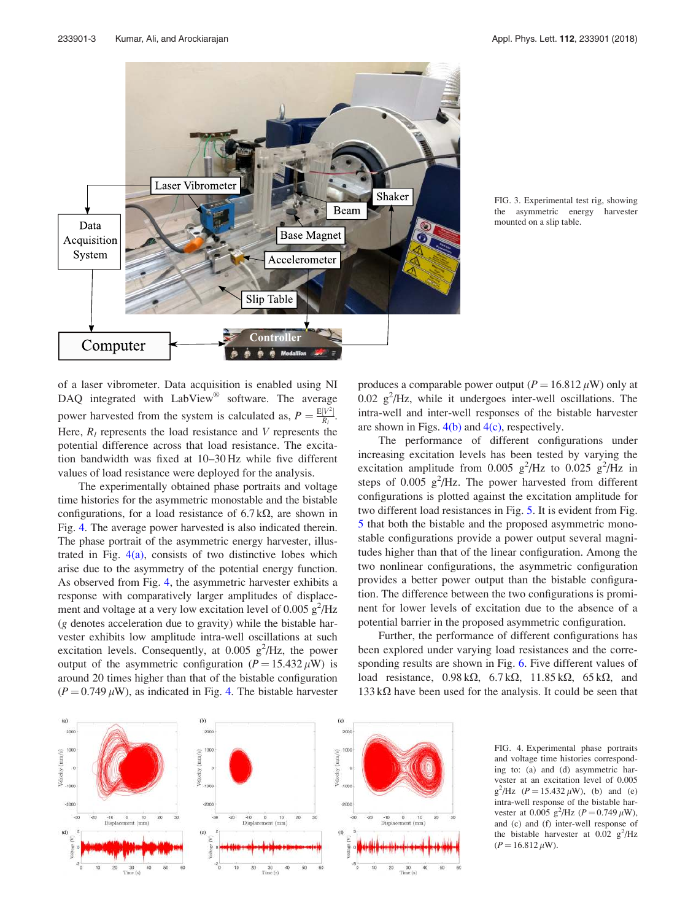FIG. 3. Experimental test rig, showing the asymmetric energy harvester mounted on a slip table.

of a laser vibrometer. Data acquisition is enabled using NI DAQ integrated with LabView® software. The average power harvested from the system is calculated as, $P = \frac{E[V^2]}{R_l}$. Here, $R_l$ represents the load resistance and $V$ represents the potential difference across that load resistance. The excitation bandwidth was fixed at 10–30 Hz while five different values of load resistance were deployed for the analysis.

The experimentally obtained phase portraits and voltage time histories for the asymmetric monostable and the bistable configurations, for a load resistance of 6.7 kΩ, are shown in Fig. 4. The average power harvested is also indicated therein. The phase portrait of the asymmetric energy harvester, illustrated in Fig. 4(a), consists of two distinctive lobes which arise due to the asymmetry of the potential energy function. As observed from Fig. 4, the asymmetric harvester exhibits a response with comparatively larger amplitudes of displacement and voltage at a very low excitation level of 0.005 $g^2$/Hz ($g$ denotes acceleration due to gravity) while the bistable harvester exhibits low amplitude intra-well oscillations at such excitation levels. Consequently, at 0.005 $g^2$/Hz, the power output of the asymmetric configuration ($P = 15.432\ \mu$W) is around 20 times higher than that of the bistable configuration ($P = 0.749\ \mu$W), as indicated in Fig. 4. The bistable harvester produces a comparable power output ($P = 16.812\ \mu$W) only at 0.02 $g^2$/Hz, while it undergoes inter-well oscillations. The intra-well and inter-well responses of the bistable harvester are shown in Figs. 4(b) and 4(c), respectively.

The performance of different configurations under increasing excitation levels has been tested by varying the excitation amplitude from 0.005 $g^2$/Hz to 0.025 $g^2$/Hz in steps of 0.005 $g^2$/Hz. The power harvested from different configurations is plotted against the excitation amplitude for two different load resistances in Fig. 5. It is evident from Fig. 5 that both the bistable and the proposed asymmetric monostable configurations provide a power output several magnitudes higher than that of the linear configuration. Among the two nonlinear configurations, the asymmetric configuration provides a better power output than the bistable configuration. The difference between the two configurations is prominent for lower levels of excitation due to the absence of a potential barrier in the proposed asymmetric configuration.

Further, the performance of different configurations has been explored under varying load resistances and the corresponding results are shown in Fig. 6. Five different values of load resistance, 0.98 kΩ, 6.7 kΩ, 11.85 kΩ, 65 kΩ, and 133 kΩ have been used for the analysis. It could be seen that

FIG. 4. Experimental phase portraits and voltage time histories corresponding to: (a) and (d) asymmetric harvester at an excitation level of 0.005 $g^2$/Hz ($P = 15.432\ \mu$W), (b) and (e) intra-well response of the bistable harvester at 0.005 $g^2$/Hz ($P = 0.749\ \mu$W), and (c) and (f) inter-well response of the bistable harvester at 0.02 $g^2$/Hz ($P = 16.812\ \mu$W).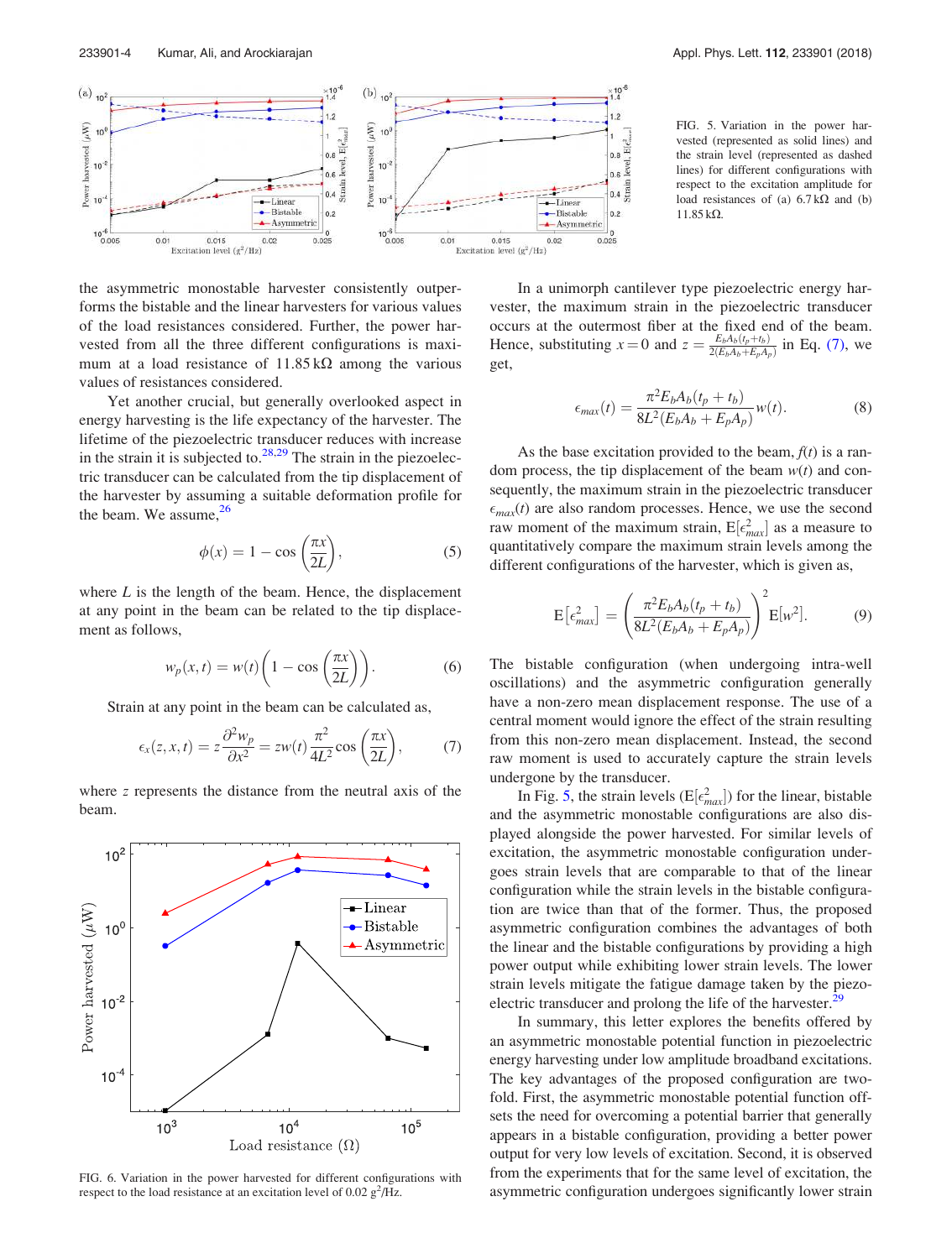FIG. 5. Variation in the power harvested (represented as solid lines) and the strain level (represented as dashed lines) for different configurations with respect to the excitation amplitude for load resistances of (a) 6.7 kΩ and (b) 11.85 kΩ.

the asymmetric monostable harvester consistently outperforms the bistable and the linear harvesters for various values of the load resistances considered. Further, the power harvested from all the three different configurations is maximum at a load resistance of 11.85 kΩ among the various values of resistances considered.

Yet another crucial, but generally overlooked aspect in energy harvesting is the life expectancy of the harvester. The lifetime of the piezoelectric transducer reduces with increase in the strain it is subjected to.[28,29] The strain in the piezoelectric transducer can be calculated from the tip displacement of the harvester by assuming a suitable deformation profile for the beam. We assume,[26]

$$\phi(x) = 1 - \cos\left(\frac{\pi x}{2L}\right), \tag{5}$$

where $L$ is the length of the beam. Hence, the displacement at any point in the beam can be related to the tip displacement as follows,

$$w_p(x,t) = w(t)\left(1 - \cos\left(\frac{\pi x}{2L}\right)\right). \tag{6}$$

Strain at any point in the beam can be calculated as,

$$\epsilon_x(z,x,t) = z\frac{\partial^2 w_p}{\partial x^2} = zw(t)\frac{\pi^2}{4L^2}\cos\left(\frac{\pi x}{2L}\right), \tag{7}$$

where $z$ represents the distance from the neutral axis of the beam.

FIG. 6. Variation in the power harvested for different configurations with respect to the load resistance at an excitation level of 0.02 g$^2$/Hz.

In a unimorph cantilever type piezoelectric energy harvester, the maximum strain in the piezoelectric transducer occurs at the outermost fiber at the fixed end of the beam. Hence, substituting $x = 0$ and $z = \frac{E_b A_b (t_p + t_b)}{2(E_b A_b + E_p A_p)}$ in Eq. (7), we get,

$$\epsilon_{max}(t) = \frac{\pi^2 E_b A_b (t_p + t_b)}{8L^2 (E_b A_b + E_p A_p)} w(t). \tag{8}$$

As the base excitation provided to the beam, $f(t)$ is a random process, the tip displacement of the beam $w(t)$ and consequently, the maximum strain in the piezoelectric transducer $\epsilon_{max}(t)$ are also random processes. Hence, we use the second raw moment of the maximum strain, $\mathrm{E}[\epsilon_{max}^2]$ as a measure to quantitatively compare the maximum strain levels among the different configurations of the harvester, which is given as,

$$\mathrm{E}\left[\epsilon_{max}^2\right] = \left(\frac{\pi^2 E_b A_b (t_p + t_b)}{8L^2 (E_b A_b + E_p A_p)}\right)^2 \mathrm{E}[w^2]. \tag{9}$$

The bistable configuration (when undergoing intra-well oscillations) and the asymmetric configuration generally have a non-zero mean displacement response. The use of a central moment would ignore the effect of the strain resulting from this non-zero mean displacement. Instead, the second raw moment is used to accurately capture the strain levels undergone by the transducer.

In Fig. 5, the strain levels ($\mathrm{E}[\epsilon_{max}^2]$) for the linear, bistable and the asymmetric monostable configurations are also displayed alongside the power harvested. For similar levels of excitation, the asymmetric monostable configuration undergoes strain levels that are comparable to that of the linear configuration while the strain levels in the bistable configuration are twice than that of the former. Thus, the proposed asymmetric configuration combines the advantages of both the linear and the bistable configurations by providing a high power output while exhibiting lower strain levels. The lower strain levels mitigate the fatigue damage taken by the piezoelectric transducer and prolong the life of the harvester.[29]

In summary, this letter explores the benefits offered by an asymmetric monostable potential function in piezoelectric energy harvesting under low amplitude broadband excitations. The key advantages of the proposed configuration are two-fold. First, the asymmetric monostable potential function offsets the need for overcoming a potential barrier that generally appears in a bistable configuration, providing a better power output for very low levels of excitation. Second, it is observed from the experiments that for the same level of excitation, the asymmetric configuration undergoes significantly lower strain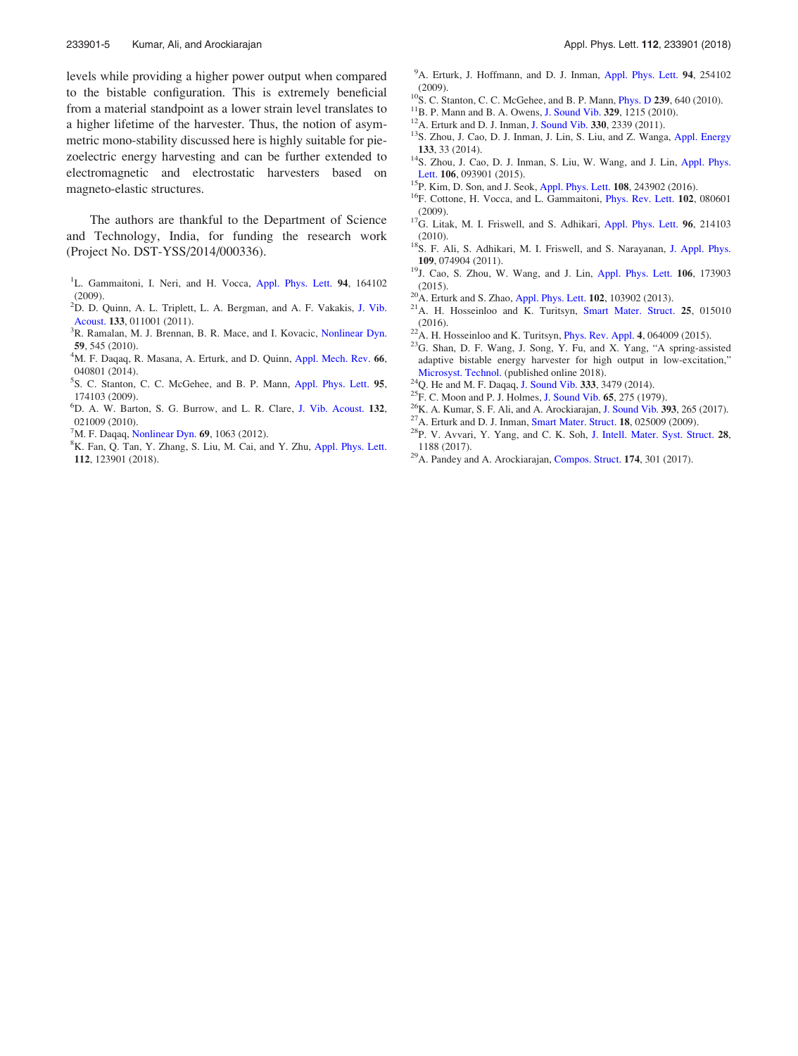levels while providing a higher power output when compared to the bistable configuration. This is extremely beneficial from a material standpoint as a lower strain level translates to a higher lifetime of the harvester. Thus, the notion of asymmetric mono-stability discussed here is highly suitable for piezoelectric energy harvesting and can be further extended to electromagnetic and electrostatic harvesters based on magneto-elastic structures.

The authors are thankful to the Department of Science and Technology, India, for funding the research work (Project No. DST-YSS/2014/000336).

[1] L. Gammaitoni, I. Neri, and H. Vocca, Appl. Phys. Lett. **94**, 164102 (2009).
[2] D. D. Quinn, A. L. Triplett, L. A. Bergman, and A. F. Vakakis, J. Vib. Acoust. **133**, 011001 (2011).
[3] R. Ramalan, M. J. Brennan, B. R. Mace, and I. Kovacic, Nonlinear Dyn. **59**, 545 (2010).
[4] M. F. Daqaq, R. Masana, A. Erturk, and D. Quinn, Appl. Mech. Rev. **66**, 040801 (2014).
[5] S. C. Stanton, C. C. McGehee, and B. P. Mann, Appl. Phys. Lett. **95**, 174103 (2009).
[6] D. A. W. Barton, S. G. Burrow, and L. R. Clare, J. Vib. Acoust. **132**, 021009 (2010).
[7] M. F. Daqaq, Nonlinear Dyn. **69**, 1063 (2012).
[8] K. Fan, Q. Tan, Y. Zhang, S. Liu, M. Cai, and Y. Zhu, Appl. Phys. Lett. **112**, 123901 (2018).
[9] A. Erturk, J. Hoffmann, and D. J. Inman, Appl. Phys. Lett. **94**, 254102 (2009).
[10] S. C. Stanton, C. C. McGehee, and B. P. Mann, Phys. D **239**, 640 (2010).
[11] B. P. Mann and B. A. Owens, J. Sound Vib. **329**, 1215 (2010).
[12] A. Erturk and D. J. Inman, J. Sound Vib. **330**, 2339 (2011).
[13] S. Zhou, J. Cao, D. J. Inman, J. Lin, S. Liu, and Z. Wanga, Appl. Energy **133**, 33 (2014).
[14] S. Zhou, J. Cao, D. J. Inman, S. Liu, W. Wang, and J. Lin, Appl. Phys. Lett. **106**, 093901 (2015).
[15] P. Kim, D. Son, and J. Seok, Appl. Phys. Lett. **108**, 243902 (2016).
[16] F. Cottone, H. Vocca, and L. Gammaitoni, Phys. Rev. Lett. **102**, 080601 (2009).
[17] G. Litak, M. I. Friswell, and S. Adhikari, Appl. Phys. Lett. **96**, 214103 (2010).
[18] S. F. Ali, S. Adhikari, M. I. Friswell, and S. Narayanan, J. Appl. Phys. **109**, 074904 (2011).
[19] J. Cao, S. Zhou, W. Wang, and J. Lin, Appl. Phys. Lett. **106**, 173903 (2015).
[20] A. Erturk and S. Zhao, Appl. Phys. Lett. **102**, 103902 (2013).
[21] A. H. Hosseinloo and K. Turitsyn, Smart Mater. Struct. **25**, 015010 (2016).
[22] A. H. Hosseinloo and K. Turitsyn, Phys. Rev. Appl. **4**, 064009 (2015).
[23] G. Shan, D. F. Wang, J. Song, Y. Fu, and X. Yang, "A spring-assisted adaptive bistable energy harvester for high output in low-excitation," Microsyst. Technol. (published online 2018).
[24] Q. He and M. F. Daqaq, J. Sound Vib. **333**, 3479 (2014).
[25] F. C. Moon and P. J. Holmes, J. Sound Vib. **65**, 275 (1979).
[26] K. A. Kumar, S. F. Ali, and A. Arockiarajan, J. Sound Vib. **393**, 265 (2017).
[27] A. Erturk and D. J. Inman, Smart Mater. Struct. **18**, 025009 (2009).
[28] P. V. Avvari, Y. Yang, and C. K. Soh, J. Intell. Mater. Syst. Struct. **28**, 1188 (2017).
[29] A. Pandey and A. Arockiarajan, Compos. Struct. **174**, 301 (2017).